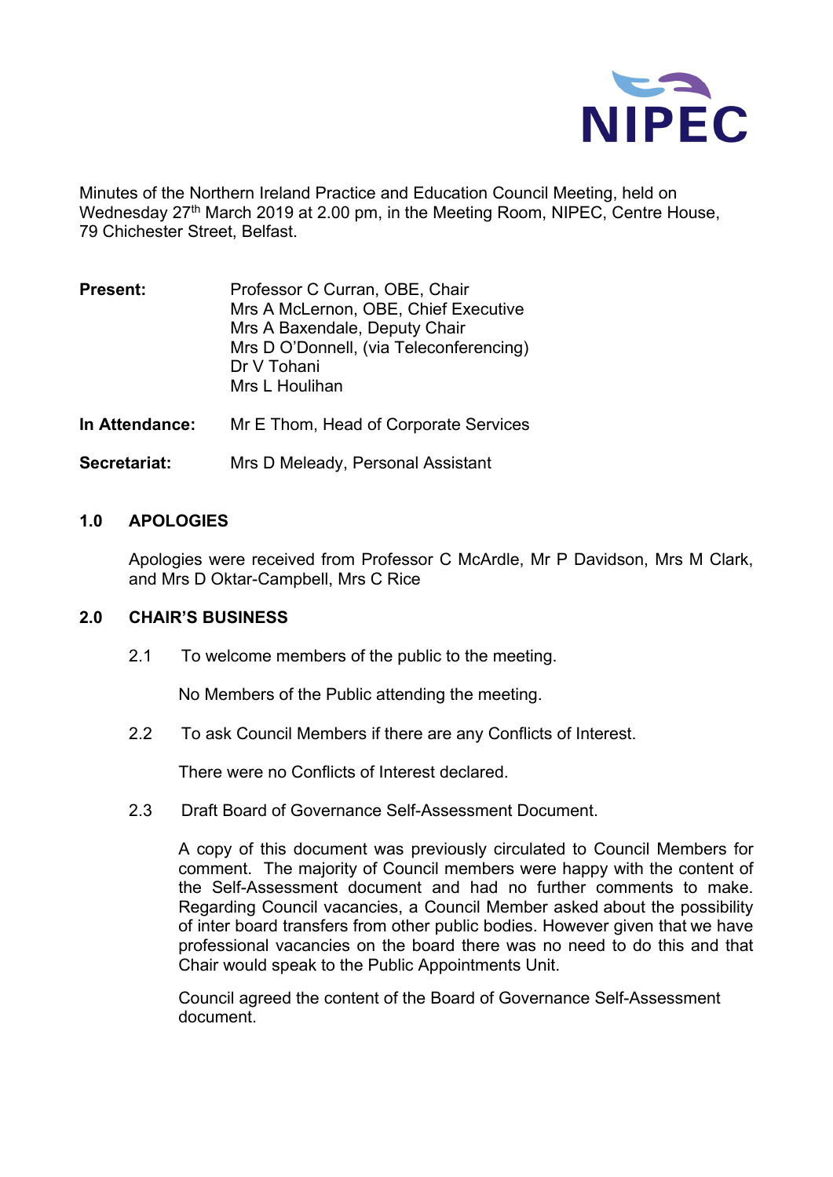NIPEC

Minutes of the Northern Ireland Practice and Education Council Meeting, held on Wednesday 27th March 2019 at 2.00 pm, in the Meeting Room, NIPEC, Centre House, 79 Chichester Street, Belfast.

**Present:** Professor C Curran, OBE, Chair
Mrs A McLernon, OBE, Chief Executive
Mrs A Baxendale, Deputy Chair
Mrs D O'Donnell, (via Teleconferencing)
Dr V Tohani
Mrs L Houlihan

**In Attendance:** Mr E Thom, Head of Corporate Services

**Secretariat:** Mrs D Meleady, Personal Assistant

## 1.0 APOLOGIES

Apologies were received from Professor C McArdle, Mr P Davidson, Mrs M Clark, and Mrs D Oktar-Campbell, Mrs C Rice

## 2.0 CHAIR'S BUSINESS

2.1 To welcome members of the public to the meeting.

No Members of the Public attending the meeting.

2.2 To ask Council Members if there are any Conflicts of Interest.

There were no Conflicts of Interest declared.

2.3 Draft Board of Governance Self-Assessment Document.

A copy of this document was previously circulated to Council Members for comment. The majority of Council members were happy with the content of the Self-Assessment document and had no further comments to make. Regarding Council vacancies, a Council Member asked about the possibility of inter board transfers from other public bodies. However given that we have professional vacancies on the board there was no need to do this and that Chair would speak to the Public Appointments Unit.

Council agreed the content of the Board of Governance Self-Assessment document.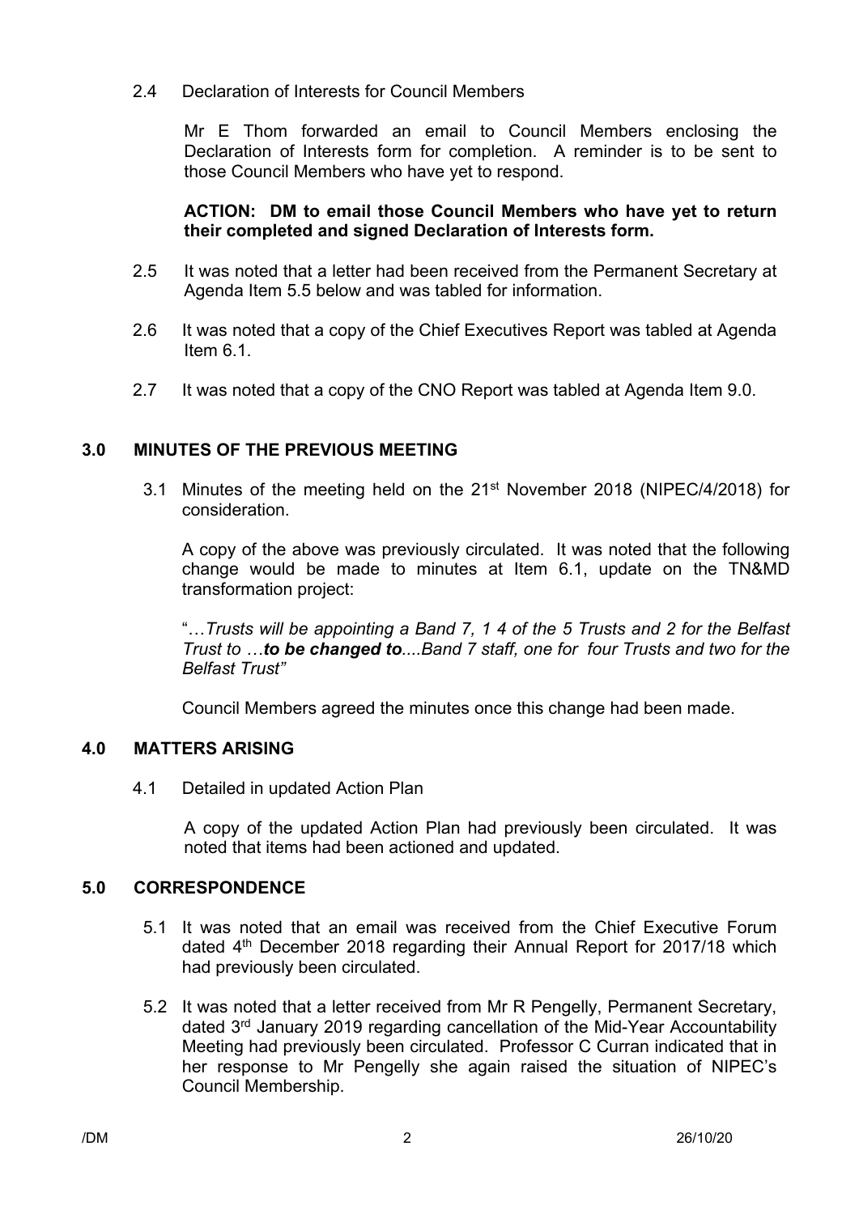2.4 Declaration of Interests for Council Members

Mr E Thom forwarded an email to Council Members enclosing the Declaration of Interests form for completion. A reminder is to be sent to those Council Members who have yet to respond.

**ACTION: DM to email those Council Members who have yet to return their completed and signed Declaration of Interests form.**

2.5 It was noted that a letter had been received from the Permanent Secretary at Agenda Item 5.5 below and was tabled for information.

2.6 It was noted that a copy of the Chief Executives Report was tabled at Agenda Item 6.1.

2.7 It was noted that a copy of the CNO Report was tabled at Agenda Item 9.0.

## 3.0 MINUTES OF THE PREVIOUS MEETING

3.1 Minutes of the meeting held on the 21st November 2018 (NIPEC/4/2018) for consideration.

A copy of the above was previously circulated. It was noted that the following change would be made to minutes at Item 6.1, update on the TN&MD transformation project:

"…*Trusts will be appointing a Band 7, 1 4 of the 5 Trusts and 2 for the Belfast Trust to …**to be changed to**....Band 7 staff, one for four Trusts and two for the Belfast Trust"*

Council Members agreed the minutes once this change had been made.

## 4.0 MATTERS ARISING

4.1 Detailed in updated Action Plan

A copy of the updated Action Plan had previously been circulated. It was noted that items had been actioned and updated.

## 5.0 CORRESPONDENCE

5.1 It was noted that an email was received from the Chief Executive Forum dated 4th December 2018 regarding their Annual Report for 2017/18 which had previously been circulated.

5.2 It was noted that a letter received from Mr R Pengelly, Permanent Secretary, dated 3rd January 2019 regarding cancellation of the Mid-Year Accountability Meeting had previously been circulated. Professor C Curran indicated that in her response to Mr Pengelly she again raised the situation of NIPEC's Council Membership.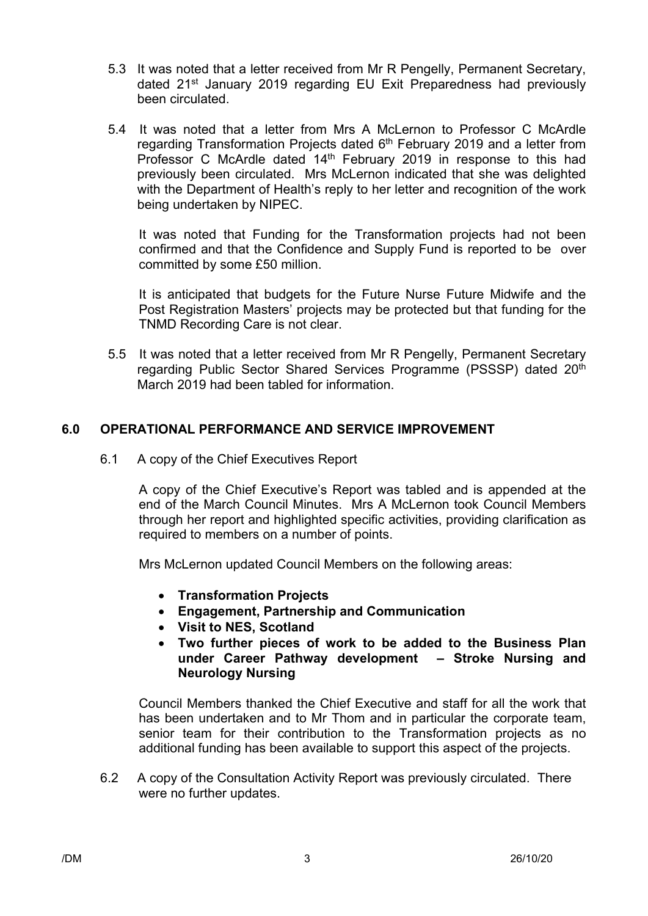5.3 It was noted that a letter received from Mr R Pengelly, Permanent Secretary, dated 21st January 2019 regarding EU Exit Preparedness had previously been circulated.

5.4 It was noted that a letter from Mrs A McLernon to Professor C McArdle regarding Transformation Projects dated 6th February 2019 and a letter from Professor C McArdle dated 14th February 2019 in response to this had previously been circulated. Mrs McLernon indicated that she was delighted with the Department of Health's reply to her letter and recognition of the work being undertaken by NIPEC.

It was noted that Funding for the Transformation projects had not been confirmed and that the Confidence and Supply Fund is reported to be over committed by some £50 million.

It is anticipated that budgets for the Future Nurse Future Midwife and the Post Registration Masters' projects may be protected but that funding for the TNMD Recording Care is not clear.

5.5 It was noted that a letter received from Mr R Pengelly, Permanent Secretary regarding Public Sector Shared Services Programme (PSSSP) dated 20th March 2019 had been tabled for information.

## 6.0 OPERATIONAL PERFORMANCE AND SERVICE IMPROVEMENT

6.1 A copy of the Chief Executives Report

A copy of the Chief Executive's Report was tabled and is appended at the end of the March Council Minutes. Mrs A McLernon took Council Members through her report and highlighted specific activities, providing clarification as required to members on a number of points.

Mrs McLernon updated Council Members on the following areas:

- **Transformation Projects**
- **Engagement, Partnership and Communication**
- **Visit to NES, Scotland**
- **Two further pieces of work to be added to the Business Plan under Career Pathway development – Stroke Nursing and Neurology Nursing**

Council Members thanked the Chief Executive and staff for all the work that has been undertaken and to Mr Thom and in particular the corporate team, senior team for their contribution to the Transformation projects as no additional funding has been available to support this aspect of the projects.

6.2 A copy of the Consultation Activity Report was previously circulated. There were no further updates.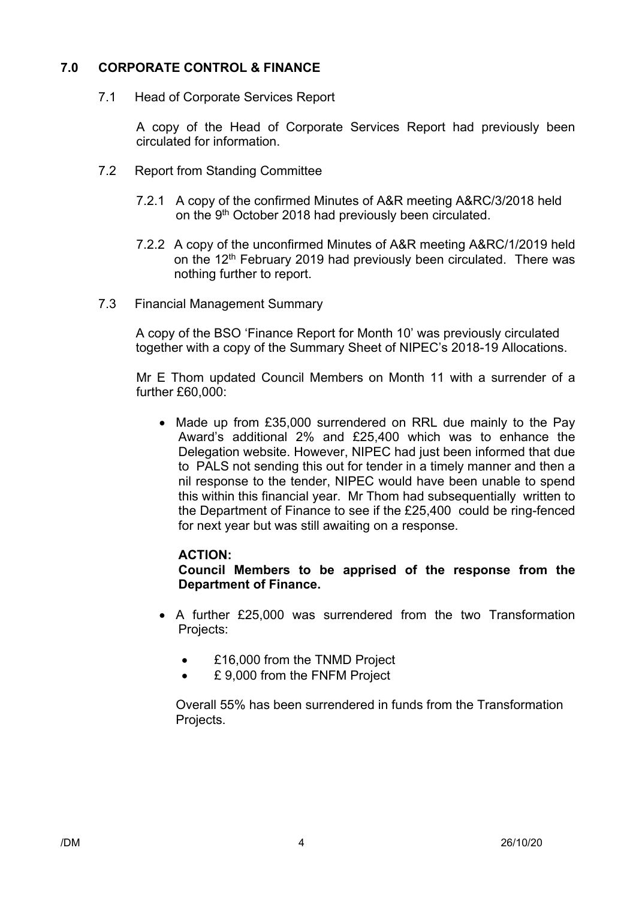## 7.0 CORPORATE CONTROL & FINANCE

7.1 Head of Corporate Services Report

A copy of the Head of Corporate Services Report had previously been circulated for information.

7.2 Report from Standing Committee

7.2.1 A copy of the confirmed Minutes of A&R meeting A&RC/3/2018 held on the 9th October 2018 had previously been circulated.

7.2.2 A copy of the unconfirmed Minutes of A&R meeting A&RC/1/2019 held on the 12th February 2019 had previously been circulated. There was nothing further to report.

7.3 Financial Management Summary

A copy of the BSO 'Finance Report for Month 10' was previously circulated together with a copy of the Summary Sheet of NIPEC's 2018-19 Allocations.

Mr E Thom updated Council Members on Month 11 with a surrender of a further £60,000:

- Made up from £35,000 surrendered on RRL due mainly to the Pay Award's additional 2% and £25,400 which was to enhance the Delegation website. However, NIPEC had just been informed that due to PALS not sending this out for tender in a timely manner and then a nil response to the tender, NIPEC would have been unable to spend this within this financial year. Mr Thom had subsequentially written to the Department of Finance to see if the £25,400 could be ring-fenced for next year but was still awaiting on a response.

  **ACTION:**
  **Council Members to be apprised of the response from the Department of Finance.**

- A further £25,000 was surrendered from the two Transformation Projects:

  - £16,000 from the TNMD Project
  - £ 9,000 from the FNFM Project

  Overall 55% has been surrendered in funds from the Transformation Projects.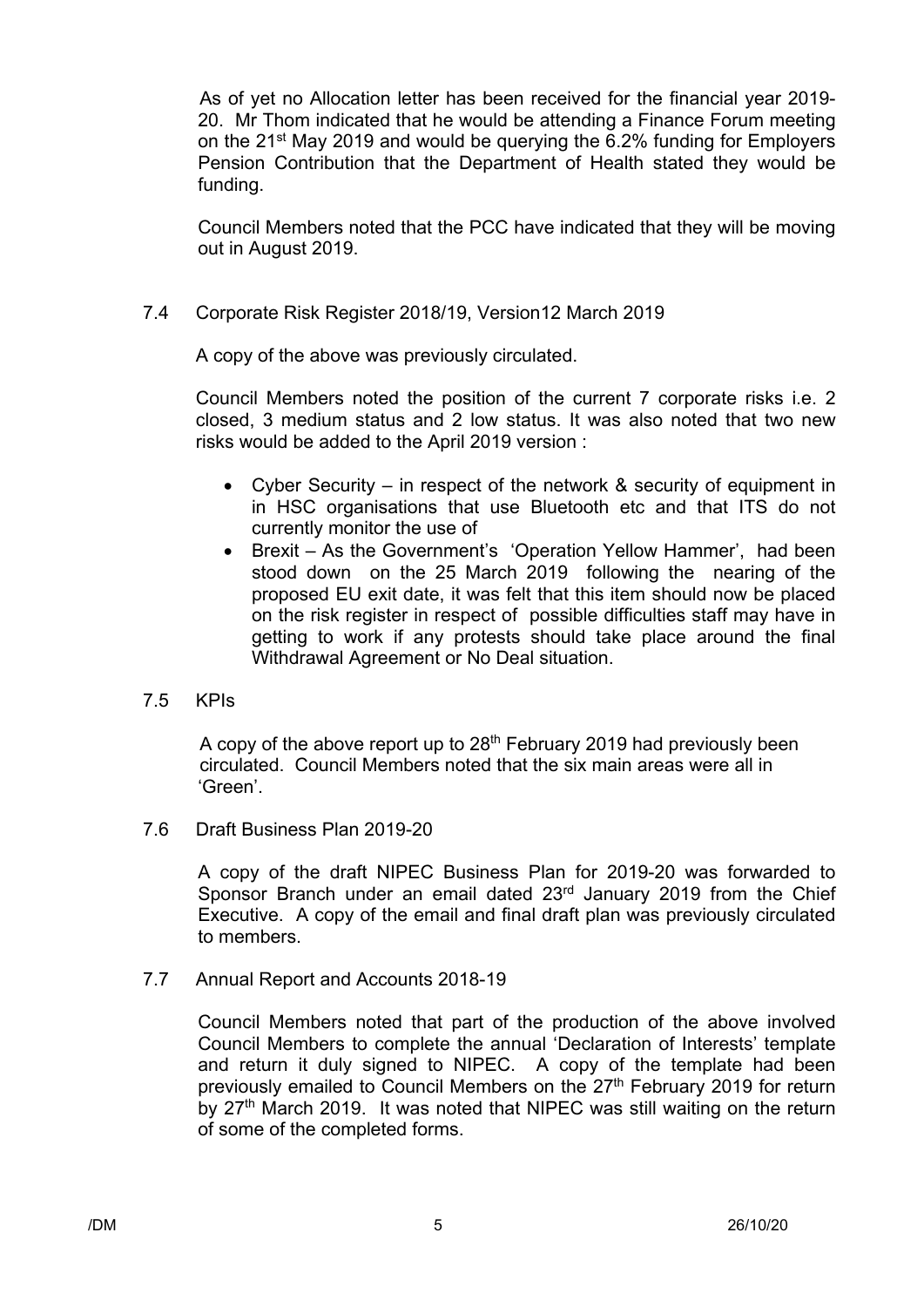As of yet no Allocation letter has been received for the financial year 2019-20. Mr Thom indicated that he would be attending a Finance Forum meeting on the 21st May 2019 and would be querying the 6.2% funding for Employers Pension Contribution that the Department of Health stated they would be funding.

Council Members noted that the PCC have indicated that they will be moving out in August 2019.

7.4 Corporate Risk Register 2018/19, Version12 March 2019

A copy of the above was previously circulated.

Council Members noted the position of the current 7 corporate risks i.e. 2 closed, 3 medium status and 2 low status. It was also noted that two new risks would be added to the April 2019 version :

- Cyber Security – in respect of the network & security of equipment in in HSC organisations that use Bluetooth etc and that ITS do not currently monitor the use of
- Brexit – As the Government's 'Operation Yellow Hammer', had been stood down on the 25 March 2019 following the nearing of the proposed EU exit date, it was felt that this item should now be placed on the risk register in respect of possible difficulties staff may have in getting to work if any protests should take place around the final Withdrawal Agreement or No Deal situation.

7.5 KPIs

A copy of the above report up to 28th February 2019 had previously been circulated. Council Members noted that the six main areas were all in 'Green'.

7.6 Draft Business Plan 2019-20

A copy of the draft NIPEC Business Plan for 2019-20 was forwarded to Sponsor Branch under an email dated 23rd January 2019 from the Chief Executive. A copy of the email and final draft plan was previously circulated to members.

7.7 Annual Report and Accounts 2018-19

Council Members noted that part of the production of the above involved Council Members to complete the annual 'Declaration of Interests' template and return it duly signed to NIPEC. A copy of the template had been previously emailed to Council Members on the 27th February 2019 for return by 27th March 2019. It was noted that NIPEC was still waiting on the return of some of the completed forms.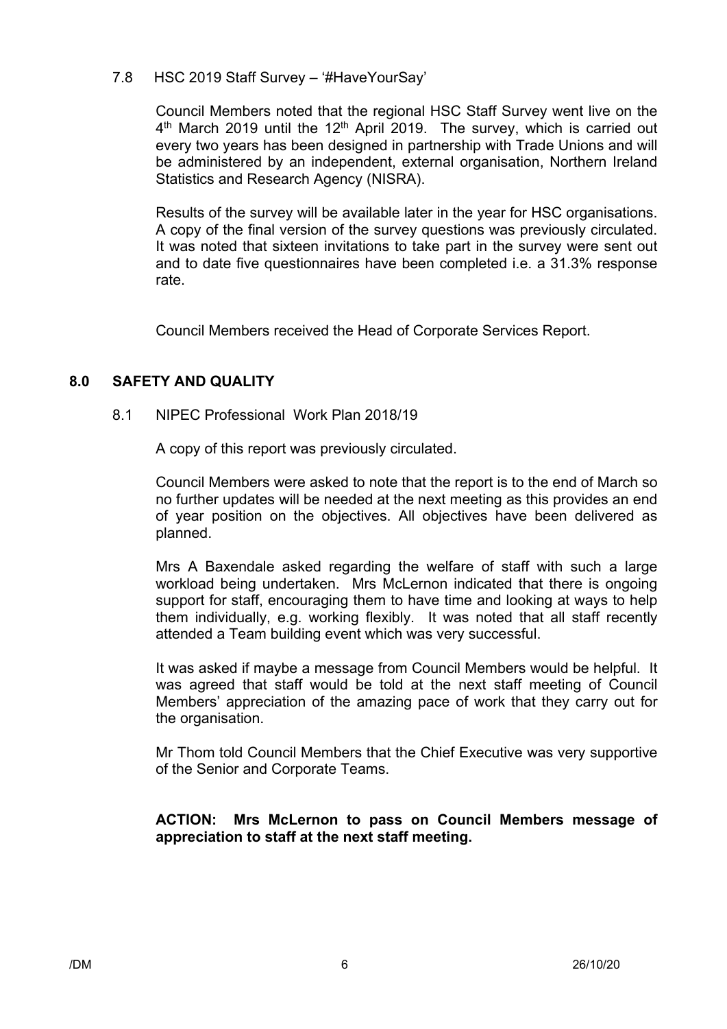7.8 HSC 2019 Staff Survey – '#HaveYourSay'

Council Members noted that the regional HSC Staff Survey went live on the 4th March 2019 until the 12th April 2019. The survey, which is carried out every two years has been designed in partnership with Trade Unions and will be administered by an independent, external organisation, Northern Ireland Statistics and Research Agency (NISRA).

Results of the survey will be available later in the year for HSC organisations. A copy of the final version of the survey questions was previously circulated. It was noted that sixteen invitations to take part in the survey were sent out and to date five questionnaires have been completed i.e. a 31.3% response rate.

Council Members received the Head of Corporate Services Report.

## 8.0 SAFETY AND QUALITY

8.1 NIPEC Professional Work Plan 2018/19

A copy of this report was previously circulated.

Council Members were asked to note that the report is to the end of March so no further updates will be needed at the next meeting as this provides an end of year position on the objectives. All objectives have been delivered as planned.

Mrs A Baxendale asked regarding the welfare of staff with such a large workload being undertaken. Mrs McLernon indicated that there is ongoing support for staff, encouraging them to have time and looking at ways to help them individually, e.g. working flexibly. It was noted that all staff recently attended a Team building event which was very successful.

It was asked if maybe a message from Council Members would be helpful. It was agreed that staff would be told at the next staff meeting of Council Members' appreciation of the amazing pace of work that they carry out for the organisation.

Mr Thom told Council Members that the Chief Executive was very supportive of the Senior and Corporate Teams.

**ACTION: Mrs McLernon to pass on Council Members message of appreciation to staff at the next staff meeting.**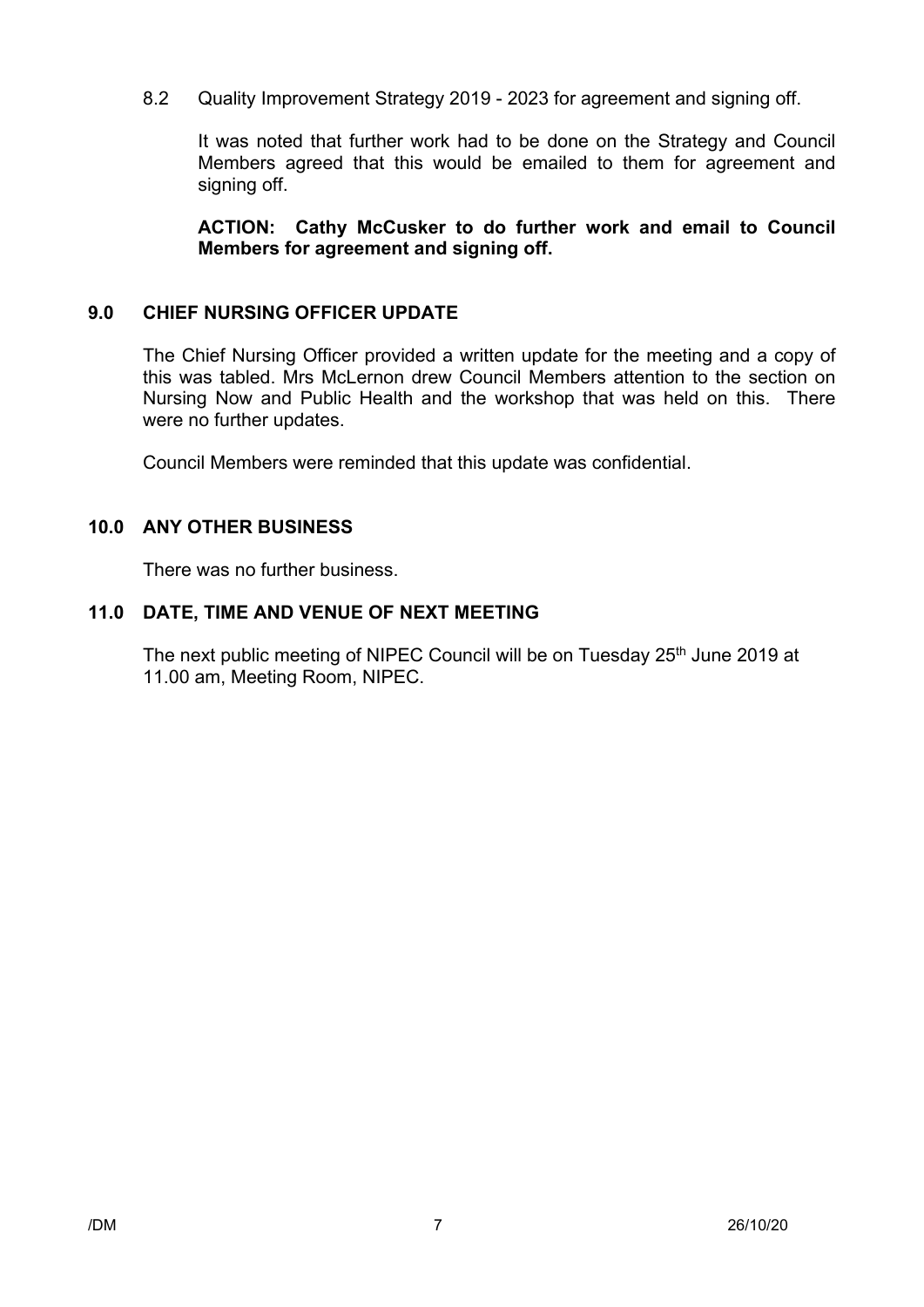8.2 Quality Improvement Strategy 2019 - 2023 for agreement and signing off.

It was noted that further work had to be done on the Strategy and Council Members agreed that this would be emailed to them for agreement and signing off.

**ACTION: Cathy McCusker to do further work and email to Council Members for agreement and signing off.**

## 9.0 CHIEF NURSING OFFICER UPDATE

The Chief Nursing Officer provided a written update for the meeting and a copy of this was tabled. Mrs McLernon drew Council Members attention to the section on Nursing Now and Public Health and the workshop that was held on this. There were no further updates.

Council Members were reminded that this update was confidential.

## 10.0 ANY OTHER BUSINESS

There was no further business.

## 11.0 DATE, TIME AND VENUE OF NEXT MEETING

The next public meeting of NIPEC Council will be on Tuesday 25th June 2019 at 11.00 am, Meeting Room, NIPEC.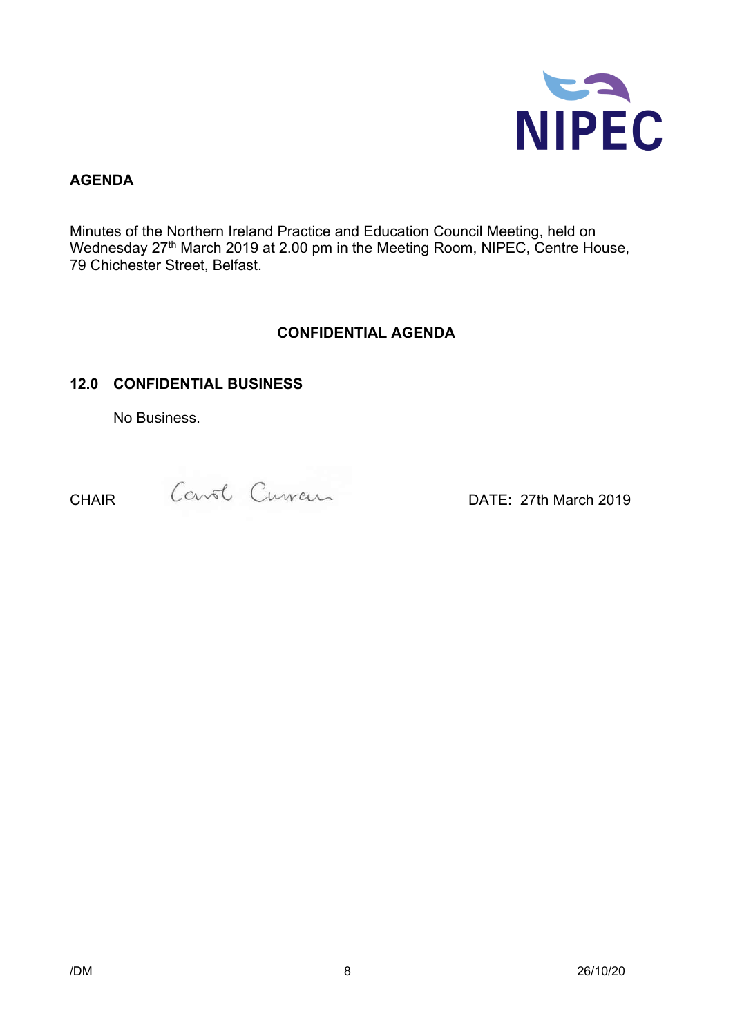**AGENDA**

Minutes of the Northern Ireland Practice and Education Council Meeting, held on Wednesday 27th March 2019 at 2.00 pm in the Meeting Room, NIPEC, Centre House, 79 Chichester Street, Belfast.

**CONFIDENTIAL AGENDA**

**12.0 CONFIDENTIAL BUSINESS**

No Business.

CHAIR Carol Curran DATE: 27th March 2019